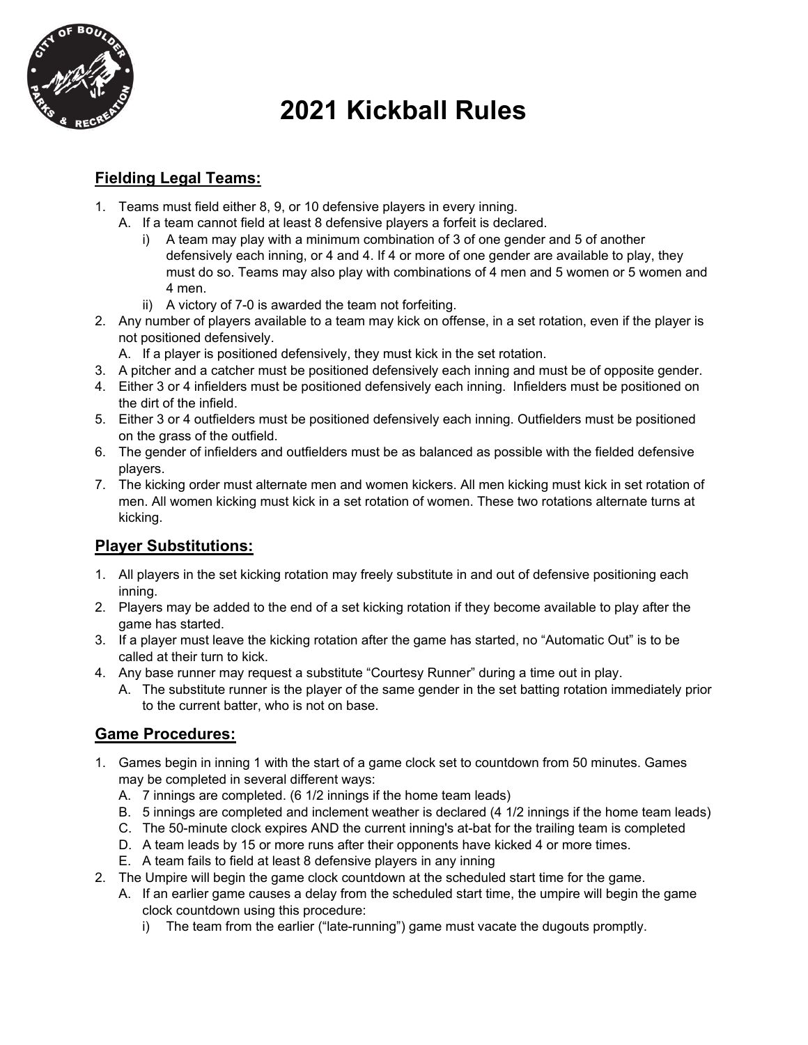# 2021 Kickball Rules

## Fielding Legal Teams:

1. Teams must field either 8, 9, or 10 defensive players in every inning.
   - A. If a team cannot field at least 8 defensive players a forfeit is declared.
     - i) A team may play with a minimum combination of 3 of one gender and 5 of another defensively each inning, or 4 and 4. If 4 or more of one gender are available to play, they must do so. Teams may also play with combinations of 4 men and 5 women or 5 women and 4 men.
     - ii) A victory of 7-0 is awarded the team not forfeiting.
2. Any number of players available to a team may kick on offense, in a set rotation, even if the player is not positioned defensively.
   - A. If a player is positioned defensively, they must kick in the set rotation.
3. A pitcher and a catcher must be positioned defensively each inning and must be of opposite gender.
4. Either 3 or 4 infielders must be positioned defensively each inning. Infielders must be positioned on the dirt of the infield.
5. Either 3 or 4 outfielders must be positioned defensively each inning. Outfielders must be positioned on the grass of the outfield.
6. The gender of infielders and outfielders must be as balanced as possible with the fielded defensive players.
7. The kicking order must alternate men and women kickers. All men kicking must kick in set rotation of men. All women kicking must kick in a set rotation of women. These two rotations alternate turns at kicking.

## Player Substitutions:

1. All players in the set kicking rotation may freely substitute in and out of defensive positioning each inning.
2. Players may be added to the end of a set kicking rotation if they become available to play after the game has started.
3. If a player must leave the kicking rotation after the game has started, no "Automatic Out" is to be called at their turn to kick.
4. Any base runner may request a substitute "Courtesy Runner" during a time out in play.
   - A. The substitute runner is the player of the same gender in the set batting rotation immediately prior to the current batter, who is not on base.

## Game Procedures:

1. Games begin in inning 1 with the start of a game clock set to countdown from 50 minutes. Games may be completed in several different ways:
   - A. 7 innings are completed. (6 1/2 innings if the home team leads)
   - B. 5 innings are completed and inclement weather is declared (4 1/2 innings if the home team leads)
   - C. The 50-minute clock expires AND the current inning's at-bat for the trailing team is completed
   - D. A team leads by 15 or more runs after their opponents have kicked 4 or more times.
   - E. A team fails to field at least 8 defensive players in any inning
2. The Umpire will begin the game clock countdown at the scheduled start time for the game.
   - A. If an earlier game causes a delay from the scheduled start time, the umpire will begin the game clock countdown using this procedure:
     - i) The team from the earlier ("late-running") game must vacate the dugouts promptly.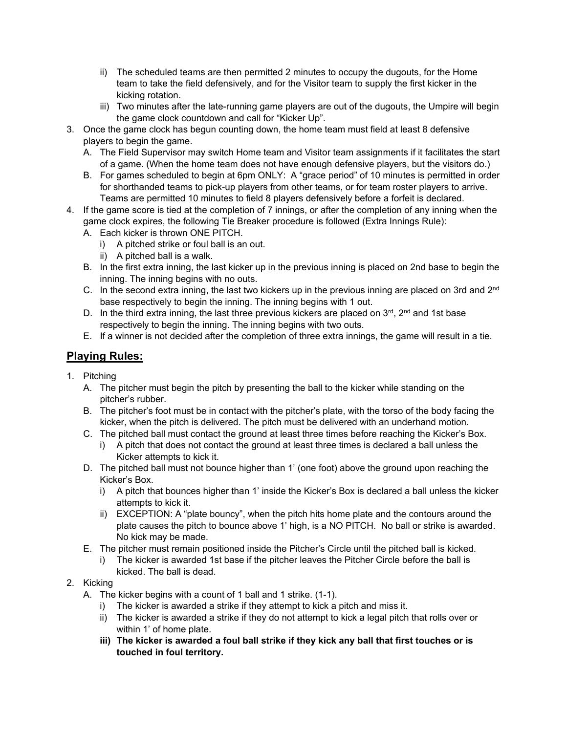- ii) The scheduled teams are then permitted 2 minutes to occupy the dugouts, for the Home team to take the field defensively, and for the Visitor team to supply the first kicker in the kicking rotation.
   - iii) Two minutes after the late-running game players are out of the dugouts, the Umpire will begin the game clock countdown and call for "Kicker Up".
3. Once the game clock has begun counting down, the home team must field at least 8 defensive players to begin the game.
   - A. The Field Supervisor may switch Home team and Visitor team assignments if it facilitates the start of a game. (When the home team does not have enough defensive players, but the visitors do.)
   - B. For games scheduled to begin at 6pm ONLY: A "grace period" of 10 minutes is permitted in order for shorthanded teams to pick-up players from other teams, or for team roster players to arrive. Teams are permitted 10 minutes to field 8 players defensively before a forfeit is declared.
4. If the game score is tied at the completion of 7 innings, or after the completion of any inning when the game clock expires, the following Tie Breaker procedure is followed (Extra Innings Rule):
   - A. Each kicker is thrown ONE PITCH.
     - i) A pitched strike or foul ball is an out.
     - ii) A pitched ball is a walk.
   - B. In the first extra inning, the last kicker up in the previous inning is placed on 2nd base to begin the inning. The inning begins with no outs.
   - C. In the second extra inning, the last two kickers up in the previous inning are placed on 3rd and 2nd base respectively to begin the inning. The inning begins with 1 out.
   - D. In the third extra inning, the last three previous kickers are placed on 3rd, 2nd and 1st base respectively to begin the inning. The inning begins with two outs.
   - E. If a winner is not decided after the completion of three extra innings, the game will result in a tie.

## Playing Rules:

1. Pitching
   - A. The pitcher must begin the pitch by presenting the ball to the kicker while standing on the pitcher's rubber.
   - B. The pitcher's foot must be in contact with the pitcher's plate, with the torso of the body facing the kicker, when the pitch is delivered. The pitch must be delivered with an underhand motion.
   - C. The pitched ball must contact the ground at least three times before reaching the Kicker's Box.
     - i) A pitch that does not contact the ground at least three times is declared a ball unless the Kicker attempts to kick it.
   - D. The pitched ball must not bounce higher than 1' (one foot) above the ground upon reaching the Kicker's Box.
     - i) A pitch that bounces higher than 1' inside the Kicker's Box is declared a ball unless the kicker attempts to kick it.
     - ii) EXCEPTION: A "plate bouncy", when the pitch hits home plate and the contours around the plate causes the pitch to bounce above 1' high, is a NO PITCH. No ball or strike is awarded. No kick may be made.
   - E. The pitcher must remain positioned inside the Pitcher's Circle until the pitched ball is kicked.
     - i) The kicker is awarded 1st base if the pitcher leaves the Pitcher Circle before the ball is kicked. The ball is dead.
2. Kicking
   - A. The kicker begins with a count of 1 ball and 1 strike. (1-1).
     - i) The kicker is awarded a strike if they attempt to kick a pitch and miss it.
     - ii) The kicker is awarded a strike if they do not attempt to kick a legal pitch that rolls over or within 1' of home plate.
     - **iii) The kicker is awarded a foul ball strike if they kick any ball that first touches or is touched in foul territory.**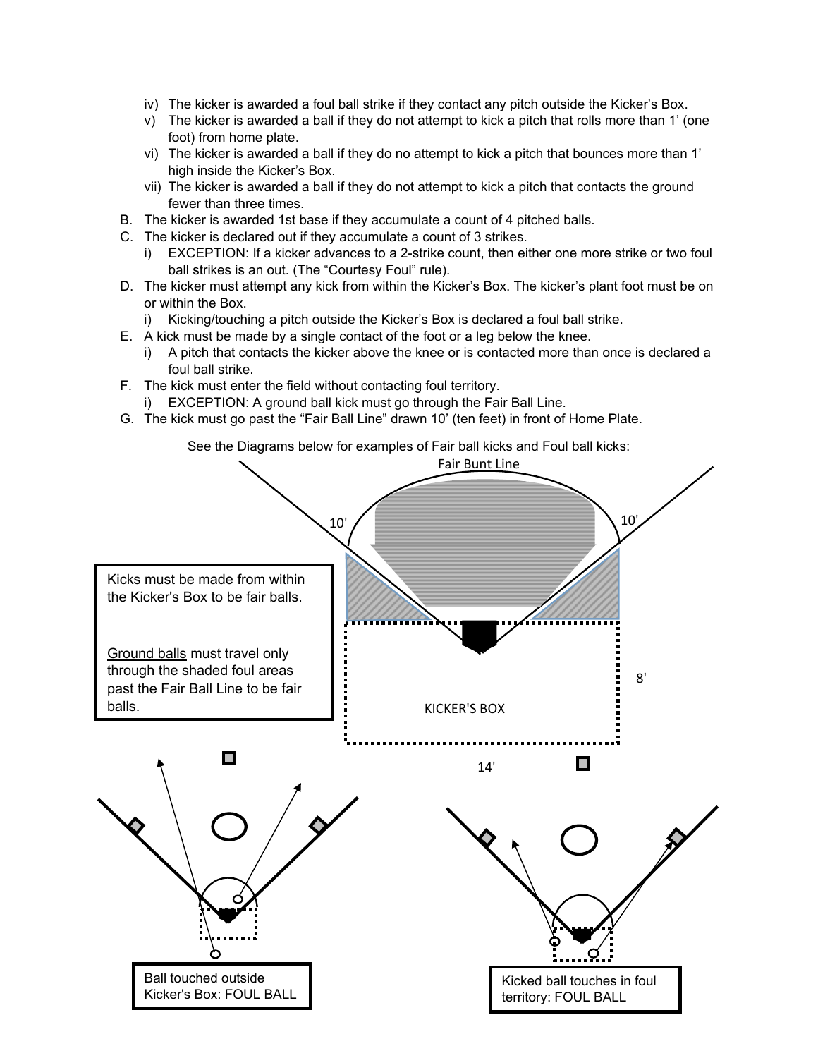iv) The kicker is awarded a foul ball strike if they contact any pitch outside the Kicker's Box.
v) The kicker is awarded a ball if they do not attempt to kick a pitch that rolls more than 1' (one foot) from home plate.
vi) The kicker is awarded a ball if they do no attempt to kick a pitch that bounces more than 1' high inside the Kicker's Box.
vii) The kicker is awarded a ball if they do not attempt to kick a pitch that contacts the ground fewer than three times.

B. The kicker is awarded 1st base if they accumulate a count of 4 pitched balls.

C. The kicker is declared out if they accumulate a count of 3 strikes.
   i) EXCEPTION: If a kicker advances to a 2-strike count, then either one more strike or two foul ball strikes is an out. (The "Courtesy Foul" rule).

D. The kicker must attempt any kick from within the Kicker's Box. The kicker's plant foot must be on or within the Box.
   i) Kicking/touching a pitch outside the Kicker's Box is declared a foul ball strike.

E. A kick must be made by a single contact of the foot or a leg below the knee.
   i) A pitch that contacts the kicker above the knee or is contacted more than once is declared a foul ball strike.

F. The kick must enter the field without contacting foul territory.
   i) EXCEPTION: A ground ball kick must go through the Fair Ball Line.

G. The kick must go past the "Fair Ball Line" drawn 10' (ten feet) in front of Home Plate.

See the Diagrams below for examples of Fair ball kicks and Foul ball kicks:

Fair Bunt Line

10' 10'

Kicks must be made from within the Kicker's Box to be fair balls.

Ground balls must travel only through the shaded foul areas past the Fair Ball Line to be fair balls.

KICKER'S BOX

8'

14'

Ball touched outside Kicker's Box: FOUL BALL

Kicked ball touches in foul territory: FOUL BALL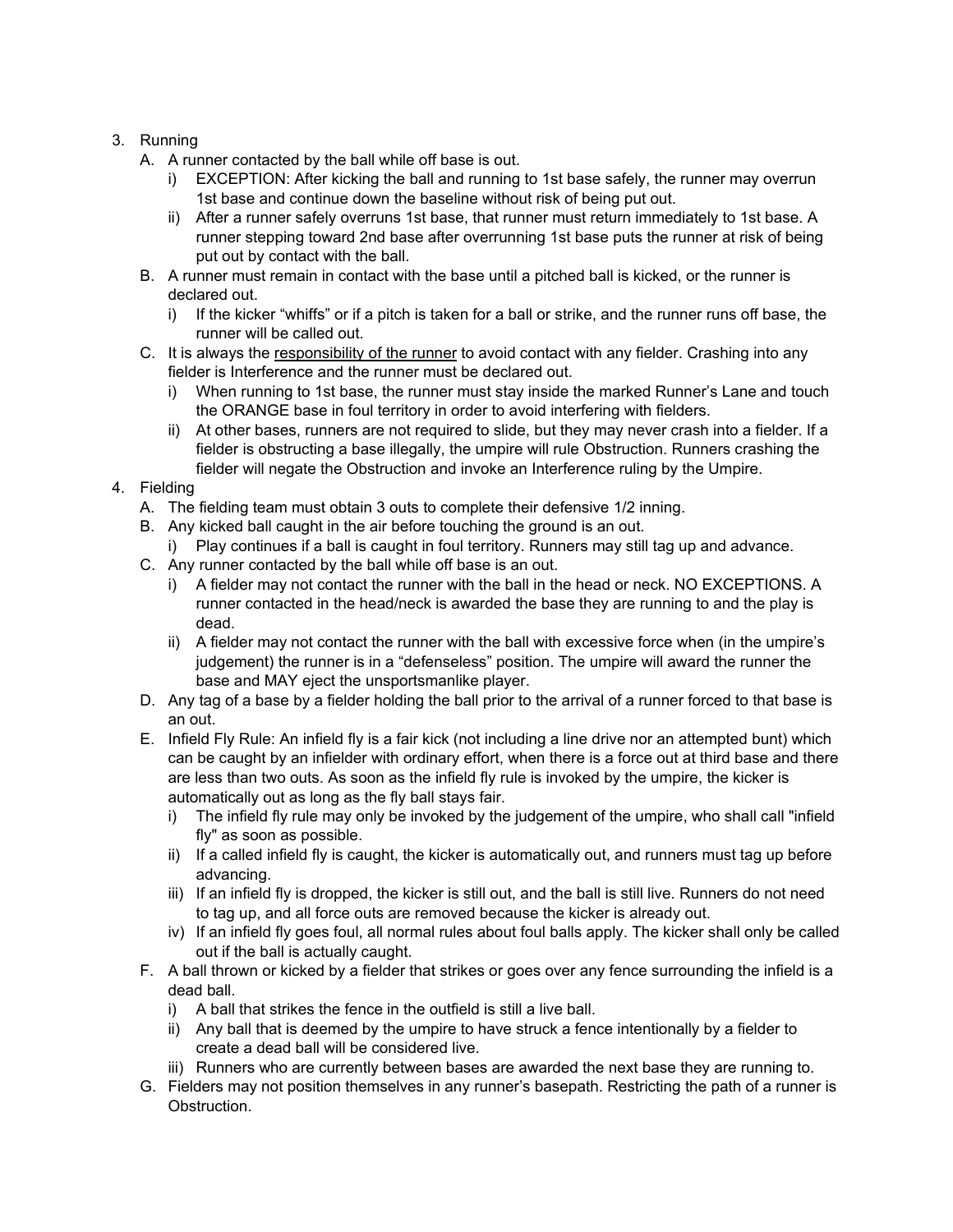3. Running
   A. A runner contacted by the ball while off base is out.
      i) EXCEPTION: After kicking the ball and running to 1st base safely, the runner may overrun 1st base and continue down the baseline without risk of being put out.
      ii) After a runner safely overruns 1st base, that runner must return immediately to 1st base. A runner stepping toward 2nd base after overrunning 1st base puts the runner at risk of being put out by contact with the ball.
   B. A runner must remain in contact with the base until a pitched ball is kicked, or the runner is declared out.
      i) If the kicker "whiffs" or if a pitch is taken for a ball or strike, and the runner runs off base, the runner will be called out.
   C. It is always the <u>responsibility of the runner</u> to avoid contact with any fielder. Crashing into any fielder is Interference and the runner must be declared out.
      i) When running to 1st base, the runner must stay inside the marked Runner's Lane and touch the ORANGE base in foul territory in order to avoid interfering with fielders.
      ii) At other bases, runners are not required to slide, but they may never crash into a fielder. If a fielder is obstructing a base illegally, the umpire will rule Obstruction. Runners crashing the fielder will negate the Obstruction and invoke an Interference ruling by the Umpire.
4. Fielding
   A. The fielding team must obtain 3 outs to complete their defensive 1/2 inning.
   B. Any kicked ball caught in the air before touching the ground is an out.
      i) Play continues if a ball is caught in foul territory. Runners may still tag up and advance.
   C. Any runner contacted by the ball while off base is an out.
      i) A fielder may not contact the runner with the ball in the head or neck. NO EXCEPTIONS. A runner contacted in the head/neck is awarded the base they are running to and the play is dead.
      ii) A fielder may not contact the runner with the ball with excessive force when (in the umpire's judgement) the runner is in a "defenseless" position. The umpire will award the runner the base and MAY eject the unsportsmanlike player.
   D. Any tag of a base by a fielder holding the ball prior to the arrival of a runner forced to that base is an out.
   E. Infield Fly Rule: An infield fly is a fair kick (not including a line drive nor an attempted bunt) which can be caught by an infielder with ordinary effort, when there is a force out at third base and there are less than two outs. As soon as the infield fly rule is invoked by the umpire, the kicker is automatically out as long as the fly ball stays fair.
      i) The infield fly rule may only be invoked by the judgement of the umpire, who shall call "infield fly" as soon as possible.
      ii) If a called infield fly is caught, the kicker is automatically out, and runners must tag up before advancing.
      iii) If an infield fly is dropped, the kicker is still out, and the ball is still live. Runners do not need to tag up, and all force outs are removed because the kicker is already out.
      iv) If an infield fly goes foul, all normal rules about foul balls apply. The kicker shall only be called out if the ball is actually caught.
   F. A ball thrown or kicked by a fielder that strikes or goes over any fence surrounding the infield is a dead ball.
      i) A ball that strikes the fence in the outfield is still a live ball.
      ii) Any ball that is deemed by the umpire to have struck a fence intentionally by a fielder to create a dead ball will be considered live.
      iii) Runners who are currently between bases are awarded the next base they are running to.
   G. Fielders may not position themselves in any runner's basepath. Restricting the path of a runner is Obstruction.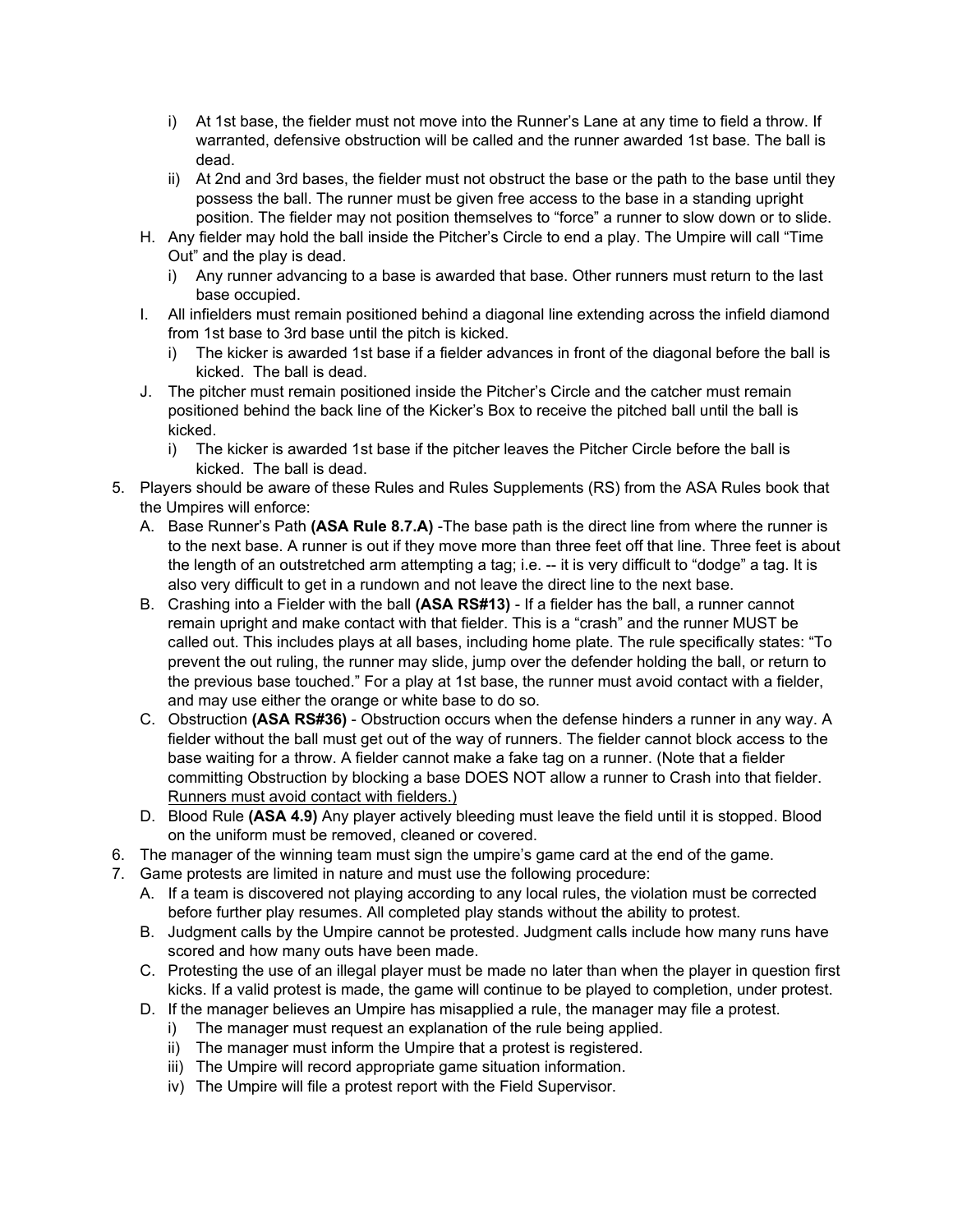i) At 1st base, the fielder must not move into the Runner's Lane at any time to field a throw. If warranted, defensive obstruction will be called and the runner awarded 1st base. The ball is dead.

ii) At 2nd and 3rd bases, the fielder must not obstruct the base or the path to the base until they possess the ball. The runner must be given free access to the base in a standing upright position. The fielder may not position themselves to "force" a runner to slow down or to slide.

H. Any fielder may hold the ball inside the Pitcher's Circle to end a play. The Umpire will call "Time Out" and the play is dead.

  i) Any runner advancing to a base is awarded that base. Other runners must return to the last base occupied.

I. All infielders must remain positioned behind a diagonal line extending across the infield diamond from 1st base to 3rd base until the pitch is kicked.

  i) The kicker is awarded 1st base if a fielder advances in front of the diagonal before the ball is kicked. The ball is dead.

J. The pitcher must remain positioned inside the Pitcher's Circle and the catcher must remain positioned behind the back line of the Kicker's Box to receive the pitched ball until the ball is kicked.

  i) The kicker is awarded 1st base if the pitcher leaves the Pitcher Circle before the ball is kicked. The ball is dead.

5. Players should be aware of these Rules and Rules Supplements (RS) from the ASA Rules book that the Umpires will enforce:

   A. Base Runner's Path **(ASA Rule 8.7.A)** -The base path is the direct line from where the runner is to the next base. A runner is out if they move more than three feet off that line. Three feet is about the length of an outstretched arm attempting a tag; i.e. -- it is very difficult to "dodge" a tag. It is also very difficult to get in a rundown and not leave the direct line to the next base.

   B. Crashing into a Fielder with the ball **(ASA RS#13)** - If a fielder has the ball, a runner cannot remain upright and make contact with that fielder. This is a "crash" and the runner MUST be called out. This includes plays at all bases, including home plate. The rule specifically states: "To prevent the out ruling, the runner may slide, jump over the defender holding the ball, or return to the previous base touched." For a play at 1st base, the runner must avoid contact with a fielder, and may use either the orange or white base to do so.

   C. Obstruction **(ASA RS#36)** - Obstruction occurs when the defense hinders a runner in any way. A fielder without the ball must get out of the way of runners. The fielder cannot block access to the base waiting for a throw. A fielder cannot make a fake tag on a runner. (Note that a fielder committing Obstruction by blocking a base DOES NOT allow a runner to Crash into that fielder. <u>Runners must avoid contact with fielders.)</u>

   D. Blood Rule **(ASA 4.9)** Any player actively bleeding must leave the field until it is stopped. Blood on the uniform must be removed, cleaned or covered.

6. The manager of the winning team must sign the umpire's game card at the end of the game.

7. Game protests are limited in nature and must use the following procedure:

   A. If a team is discovered not playing according to any local rules, the violation must be corrected before further play resumes. All completed play stands without the ability to protest.

   B. Judgment calls by the Umpire cannot be protested. Judgment calls include how many runs have scored and how many outs have been made.

   C. Protesting the use of an illegal player must be made no later than when the player in question first kicks. If a valid protest is made, the game will continue to be played to completion, under protest.

   D. If the manager believes an Umpire has misapplied a rule, the manager may file a protest.

      i) The manager must request an explanation of the rule being applied.

      ii) The manager must inform the Umpire that a protest is registered.

      iii) The Umpire will record appropriate game situation information.

      iv) The Umpire will file a protest report with the Field Supervisor.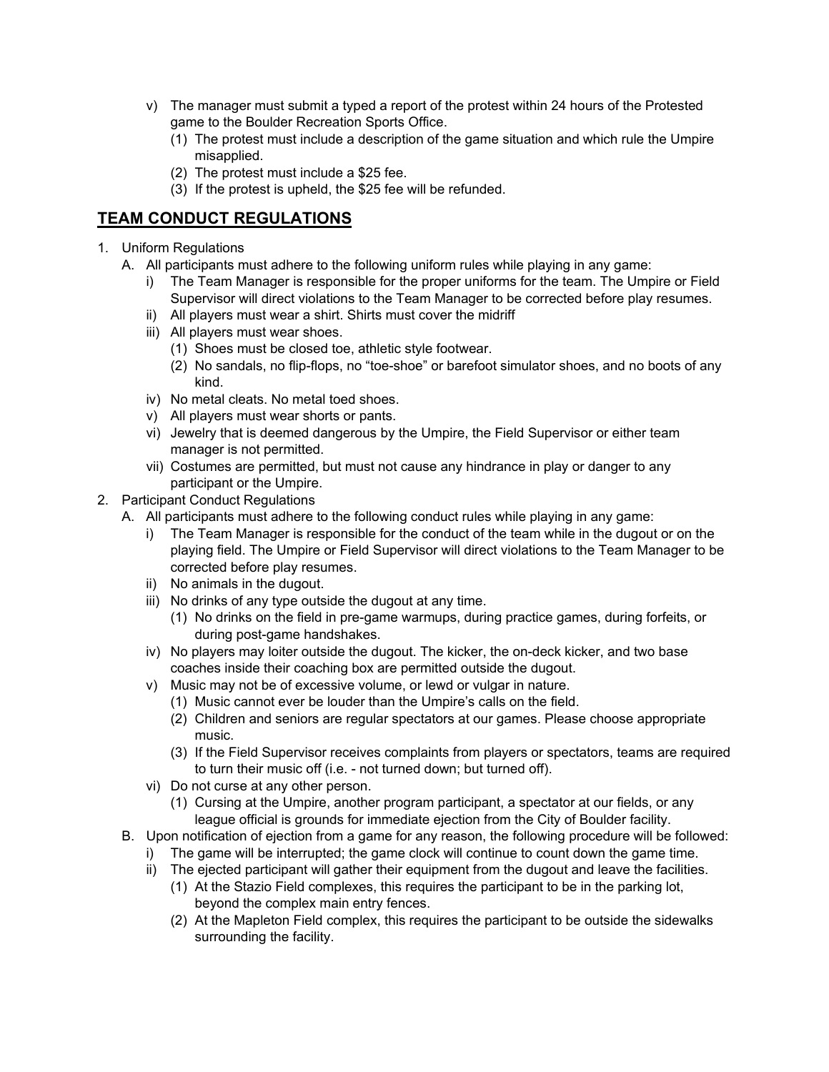- v) The manager must submit a typed a report of the protest within 24 hours of the Protested game to the Boulder Recreation Sports Office.
  - (1) The protest must include a description of the game situation and which rule the Umpire misapplied.
  - (2) The protest must include a $25 fee.
  - (3) If the protest is upheld, the $25 fee will be refunded.

## TEAM CONDUCT REGULATIONS

1. Uniform Regulations
   - A. All participants must adhere to the following uniform rules while playing in any game:
     - i) The Team Manager is responsible for the proper uniforms for the team. The Umpire or Field Supervisor will direct violations to the Team Manager to be corrected before play resumes.
     - ii) All players must wear a shirt. Shirts must cover the midriff
     - iii) All players must wear shoes.
       - (1) Shoes must be closed toe, athletic style footwear.
       - (2) No sandals, no flip-flops, no "toe-shoe" or barefoot simulator shoes, and no boots of any kind.
     - iv) No metal cleats. No metal toed shoes.
     - v) All players must wear shorts or pants.
     - vi) Jewelry that is deemed dangerous by the Umpire, the Field Supervisor or either team manager is not permitted.
     - vii) Costumes are permitted, but must not cause any hindrance in play or danger to any participant or the Umpire.
2. Participant Conduct Regulations
   - A. All participants must adhere to the following conduct rules while playing in any game:
     - i) The Team Manager is responsible for the conduct of the team while in the dugout or on the playing field. The Umpire or Field Supervisor will direct violations to the Team Manager to be corrected before play resumes.
     - ii) No animals in the dugout.
     - iii) No drinks of any type outside the dugout at any time.
       - (1) No drinks on the field in pre-game warmups, during practice games, during forfeits, or during post-game handshakes.
     - iv) No players may loiter outside the dugout. The kicker, the on-deck kicker, and two base coaches inside their coaching box are permitted outside the dugout.
     - v) Music may not be of excessive volume, or lewd or vulgar in nature.
       - (1) Music cannot ever be louder than the Umpire's calls on the field.
       - (2) Children and seniors are regular spectators at our games. Please choose appropriate music.
       - (3) If the Field Supervisor receives complaints from players or spectators, teams are required to turn their music off (i.e. - not turned down; but turned off).
     - vi) Do not curse at any other person.
       - (1) Cursing at the Umpire, another program participant, a spectator at our fields, or any league official is grounds for immediate ejection from the City of Boulder facility.
   - B. Upon notification of ejection from a game for any reason, the following procedure will be followed:
     - i) The game will be interrupted; the game clock will continue to count down the game time.
     - ii) The ejected participant will gather their equipment from the dugout and leave the facilities.
       - (1) At the Stazio Field complexes, this requires the participant to be in the parking lot, beyond the complex main entry fences.
       - (2) At the Mapleton Field complex, this requires the participant to be outside the sidewalks surrounding the facility.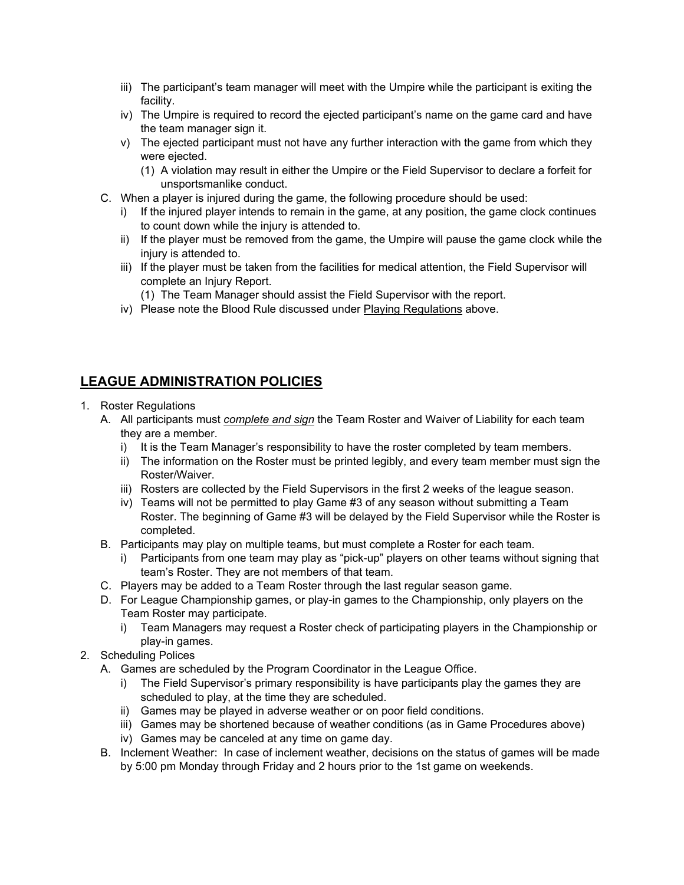iii) The participant's team manager will meet with the Umpire while the participant is exiting the facility.
   iv) The Umpire is required to record the ejected participant's name on the game card and have the team manager sign it.
   v) The ejected participant must not have any further interaction with the game from which they were ejected.
      (1) A violation may result in either the Umpire or the Field Supervisor to declare a forfeit for unsportsmanlike conduct.

C. When a player is injured during the game, the following procedure should be used:
   i) If the injured player intends to remain in the game, at any position, the game clock continues to count down while the injury is attended to.
   ii) If the player must be removed from the game, the Umpire will pause the game clock while the injury is attended to.
   iii) If the player must be taken from the facilities for medical attention, the Field Supervisor will complete an Injury Report.
      (1) The Team Manager should assist the Field Supervisor with the report.
   iv) Please note the Blood Rule discussed under <u>Playing Regulations</u> above.

## LEAGUE ADMINISTRATION POLICIES

1. Roster Regulations
   A. All participants must ***complete and sign*** the Team Roster and Waiver of Liability for each team they are a member.
      i) It is the Team Manager's responsibility to have the roster completed by team members.
      ii) The information on the Roster must be printed legibly, and every team member must sign the Roster/Waiver.
      iii) Rosters are collected by the Field Supervisors in the first 2 weeks of the league season.
      iv) Teams will not be permitted to play Game #3 of any season without submitting a Team Roster. The beginning of Game #3 will be delayed by the Field Supervisor while the Roster is completed.
   B. Participants may play on multiple teams, but must complete a Roster for each team.
      i) Participants from one team may play as "pick-up" players on other teams without signing that team's Roster. They are not members of that team.
   C. Players may be added to a Team Roster through the last regular season game.
   D. For League Championship games, or play-in games to the Championship, only players on the Team Roster may participate.
      i) Team Managers may request a Roster check of participating players in the Championship or play-in games.
2. Scheduling Polices
   A. Games are scheduled by the Program Coordinator in the League Office.
      i) The Field Supervisor's primary responsibility is have participants play the games they are scheduled to play, at the time they are scheduled.
      ii) Games may be played in adverse weather or on poor field conditions.
      iii) Games may be shortened because of weather conditions (as in Game Procedures above)
      iv) Games may be canceled at any time on game day.
   B. Inclement Weather: In case of inclement weather, decisions on the status of games will be made by 5:00 pm Monday through Friday and 2 hours prior to the 1st game on weekends.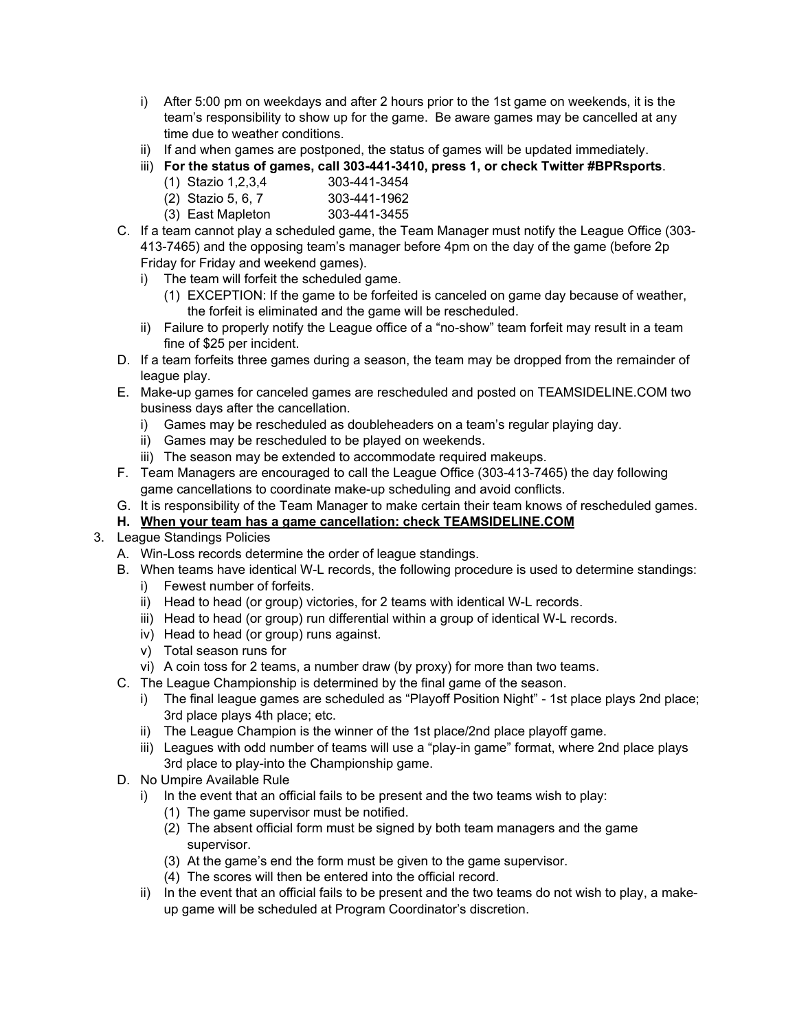- i) After 5:00 pm on weekdays and after 2 hours prior to the 1st game on weekends, it is the team's responsibility to show up for the game. Be aware games may be cancelled at any time due to weather conditions.
   - ii) If and when games are postponed, the status of games will be updated immediately.
   - iii) **For the status of games, call 303-441-3410, press 1, or check Twitter #BPRsports**.
     - (1) Stazio 1,2,3,4 303-441-3454
     - (2) Stazio 5, 6, 7 303-441-1962
     - (3) East Mapleton 303-441-3455
- C. If a team cannot play a scheduled game, the Team Manager must notify the League Office (303-413-7465) and the opposing team's manager before 4pm on the day of the game (before 2p Friday for Friday and weekend games).
  - i) The team will forfeit the scheduled game.
    - (1) EXCEPTION: If the game to be forfeited is canceled on game day because of weather, the forfeit is eliminated and the game will be rescheduled.
  - ii) Failure to properly notify the League office of a "no-show" team forfeit may result in a team fine of $25 per incident.
- D. If a team forfeits three games during a season, the team may be dropped from the remainder of league play.
- E. Make-up games for canceled games are rescheduled and posted on TEAMSIDELINE.COM two business days after the cancellation.
  - i) Games may be rescheduled as doubleheaders on a team's regular playing day.
  - ii) Games may be rescheduled to be played on weekends.
  - iii) The season may be extended to accommodate required makeups.
- F. Team Managers are encouraged to call the League Office (303-413-7465) the day following game cancellations to coordinate make-up scheduling and avoid conflicts.
- G. It is responsibility of the Team Manager to make certain their team knows of rescheduled games.
- **H. <u>When your team has a game cancellation: check TEAMSIDELINE.COM</u>**

3. League Standings Policies
   - A. Win-Loss records determine the order of league standings.
   - B. When teams have identical W-L records, the following procedure is used to determine standings:
     - i) Fewest number of forfeits.
     - ii) Head to head (or group) victories, for 2 teams with identical W-L records.
     - iii) Head to head (or group) run differential within a group of identical W-L records.
     - iv) Head to head (or group) runs against.
     - v) Total season runs for
     - vi) A coin toss for 2 teams, a number draw (by proxy) for more than two teams.
   - C. The League Championship is determined by the final game of the season.
     - i) The final league games are scheduled as "Playoff Position Night" - 1st place plays 2nd place; 3rd place plays 4th place; etc.
     - ii) The League Champion is the winner of the 1st place/2nd place playoff game.
     - iii) Leagues with odd number of teams will use a "play-in game" format, where 2nd place plays 3rd place to play-into the Championship game.
   - D. No Umpire Available Rule
     - i) In the event that an official fails to be present and the two teams wish to play:
       - (1) The game supervisor must be notified.
       - (2) The absent official form must be signed by both team managers and the game supervisor.
       - (3) At the game's end the form must be given to the game supervisor.
       - (4) The scores will then be entered into the official record.
     - ii) In the event that an official fails to be present and the two teams do not wish to play, a make-up game will be scheduled at Program Coordinator's discretion.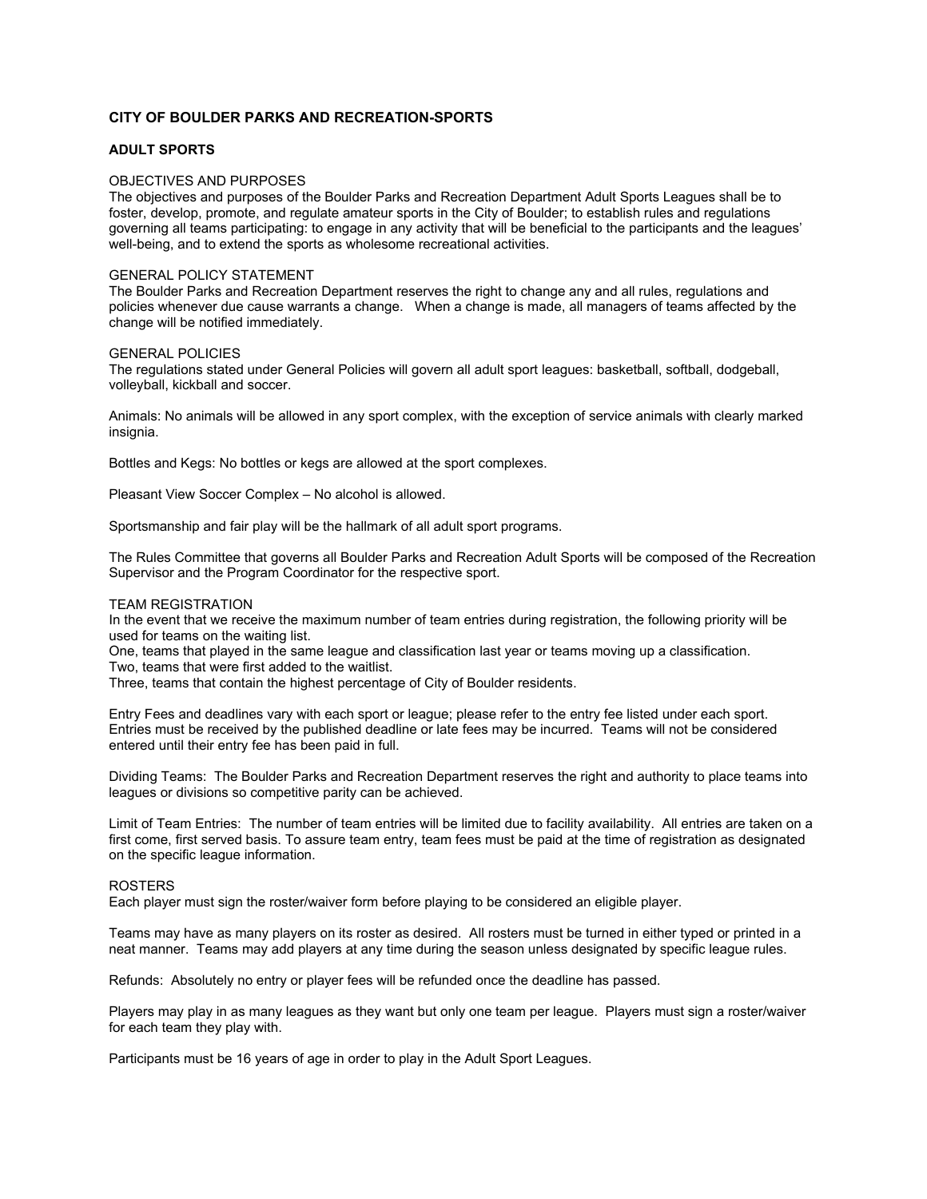## CITY OF BOULDER PARKS AND RECREATION-SPORTS

### ADULT SPORTS

OBJECTIVES AND PURPOSES

The objectives and purposes of the Boulder Parks and Recreation Department Adult Sports Leagues shall be to foster, develop, promote, and regulate amateur sports in the City of Boulder; to establish rules and regulations governing all teams participating: to engage in any activity that will be beneficial to the participants and the leagues' well-being, and to extend the sports as wholesome recreational activities.

GENERAL POLICY STATEMENT

The Boulder Parks and Recreation Department reserves the right to change any and all rules, regulations and policies whenever due cause warrants a change. When a change is made, all managers of teams affected by the change will be notified immediately.

GENERAL POLICIES

The regulations stated under General Policies will govern all adult sport leagues: basketball, softball, dodgeball, volleyball, kickball and soccer.

Animals: No animals will be allowed in any sport complex, with the exception of service animals with clearly marked insignia.

Bottles and Kegs: No bottles or kegs are allowed at the sport complexes.

Pleasant View Soccer Complex – No alcohol is allowed.

Sportsmanship and fair play will be the hallmark of all adult sport programs.

The Rules Committee that governs all Boulder Parks and Recreation Adult Sports will be composed of the Recreation Supervisor and the Program Coordinator for the respective sport.

TEAM REGISTRATION

In the event that we receive the maximum number of team entries during registration, the following priority will be used for teams on the waiting list.

One, teams that played in the same league and classification last year or teams moving up a classification.

Two, teams that were first added to the waitlist.

Three, teams that contain the highest percentage of City of Boulder residents.

Entry Fees and deadlines vary with each sport or league; please refer to the entry fee listed under each sport. Entries must be received by the published deadline or late fees may be incurred. Teams will not be considered entered until their entry fee has been paid in full.

Dividing Teams: The Boulder Parks and Recreation Department reserves the right and authority to place teams into leagues or divisions so competitive parity can be achieved.

Limit of Team Entries: The number of team entries will be limited due to facility availability. All entries are taken on a first come, first served basis. To assure team entry, team fees must be paid at the time of registration as designated on the specific league information.

ROSTERS

Each player must sign the roster/waiver form before playing to be considered an eligible player.

Teams may have as many players on its roster as desired. All rosters must be turned in either typed or printed in a neat manner. Teams may add players at any time during the season unless designated by specific league rules.

Refunds: Absolutely no entry or player fees will be refunded once the deadline has passed.

Players may play in as many leagues as they want but only one team per league. Players must sign a roster/waiver for each team they play with.

Participants must be 16 years of age in order to play in the Adult Sport Leagues.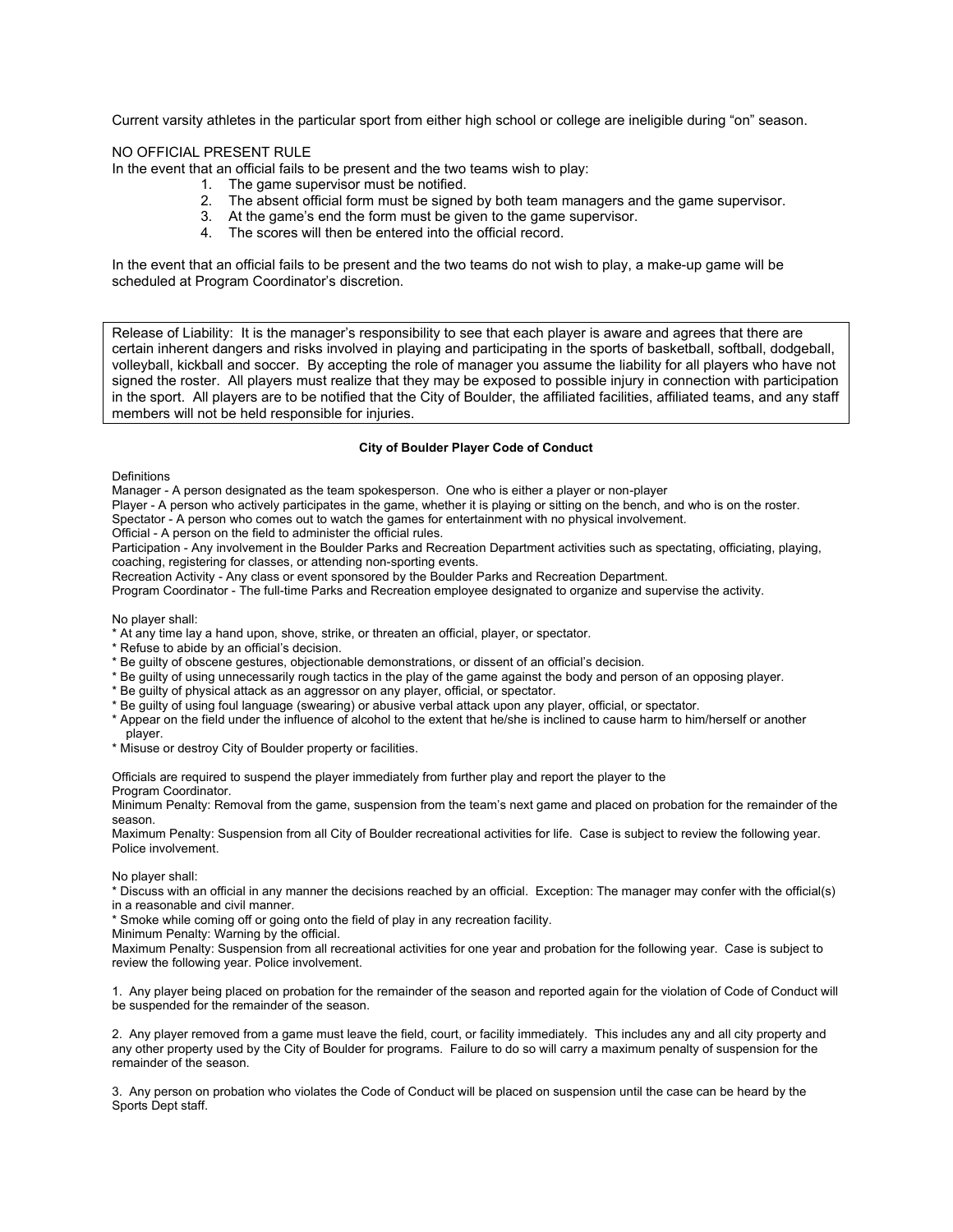Current varsity athletes in the particular sport from either high school or college are ineligible during "on" season.

NO OFFICIAL PRESENT RULE

In the event that an official fails to be present and the two teams wish to play:

1. The game supervisor must be notified.
2. The absent official form must be signed by both team managers and the game supervisor.
3. At the game's end the form must be given to the game supervisor.
4. The scores will then be entered into the official record.

In the event that an official fails to be present and the two teams do not wish to play, a make-up game will be scheduled at Program Coordinator's discretion.

> Release of Liability: It is the manager's responsibility to see that each player is aware and agrees that there are certain inherent dangers and risks involved in playing and participating in the sports of basketball, softball, dodgeball, volleyball, kickball and soccer. By accepting the role of manager you assume the liability for all players who have not signed the roster. All players must realize that they may be exposed to possible injury in connection with participation in the sport. All players are to be notified that the City of Boulder, the affiliated facilities, affiliated teams, and any staff members will not be held responsible for injuries.

**City of Boulder Player Code of Conduct**

Definitions

Manager - A person designated as the team spokesperson. One who is either a player or non-player

Player - A person who actively participates in the game, whether it is playing or sitting on the bench, and who is on the roster.

Spectator - A person who comes out to watch the games for entertainment with no physical involvement.

Official - A person on the field to administer the official rules.

Participation - Any involvement in the Boulder Parks and Recreation Department activities such as spectating, officiating, playing, coaching, registering for classes, or attending non-sporting events.

Recreation Activity - Any class or event sponsored by the Boulder Parks and Recreation Department.

Program Coordinator - The full-time Parks and Recreation employee designated to organize and supervise the activity.

No player shall:

* At any time lay a hand upon, shove, strike, or threaten an official, player, or spectator.
* Refuse to abide by an official's decision.
* Be guilty of obscene gestures, objectionable demonstrations, or dissent of an official's decision.
* Be guilty of using unnecessarily rough tactics in the play of the game against the body and person of an opposing player.
* Be guilty of physical attack as an aggressor on any player, official, or spectator.
* Be guilty of using foul language (swearing) or abusive verbal attack upon any player, official, or spectator.
* Appear on the field under the influence of alcohol to the extent that he/she is inclined to cause harm to him/herself or another player.
* Misuse or destroy City of Boulder property or facilities.

Officials are required to suspend the player immediately from further play and report the player to the Program Coordinator.

Minimum Penalty: Removal from the game, suspension from the team's next game and placed on probation for the remainder of the season.

Maximum Penalty: Suspension from all City of Boulder recreational activities for life. Case is subject to review the following year. Police involvement.

No player shall:

* Discuss with an official in any manner the decisions reached by an official. Exception: The manager may confer with the official(s) in a reasonable and civil manner.
* Smoke while coming off or going onto the field of play in any recreation facility.

Minimum Penalty: Warning by the official.

Maximum Penalty: Suspension from all recreational activities for one year and probation for the following year. Case is subject to review the following year. Police involvement.

1. Any player being placed on probation for the remainder of the season and reported again for the violation of Code of Conduct will be suspended for the remainder of the season.

2. Any player removed from a game must leave the field, court, or facility immediately. This includes any and all city property and any other property used by the City of Boulder for programs. Failure to do so will carry a maximum penalty of suspension for the remainder of the season.

3. Any person on probation who violates the Code of Conduct will be placed on suspension until the case can be heard by the Sports Dept staff.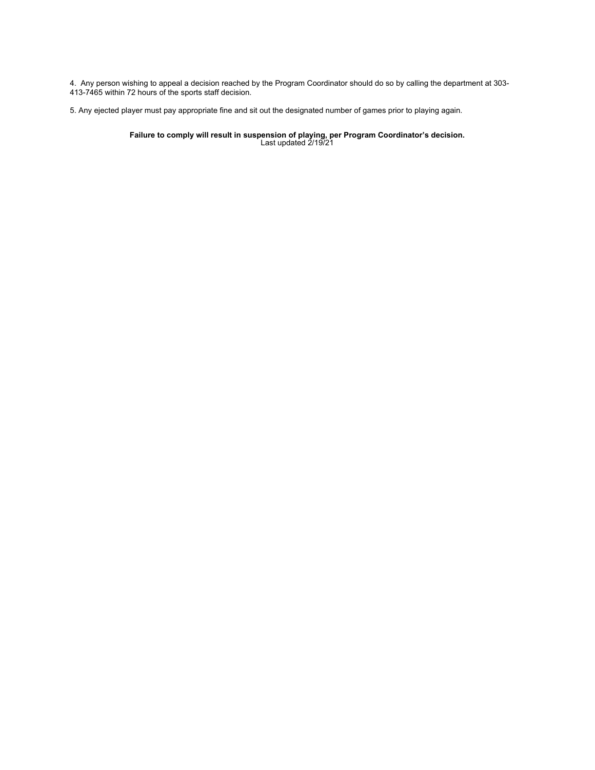4. Any person wishing to appeal a decision reached by the Program Coordinator should do so by calling the department at 303-413-7465 within 72 hours of the sports staff decision.

5. Any ejected player must pay appropriate fine and sit out the designated number of games prior to playing again.

**Failure to comply will result in suspension of playing, per Program Coordinator's decision.**

Last updated 2/19/21